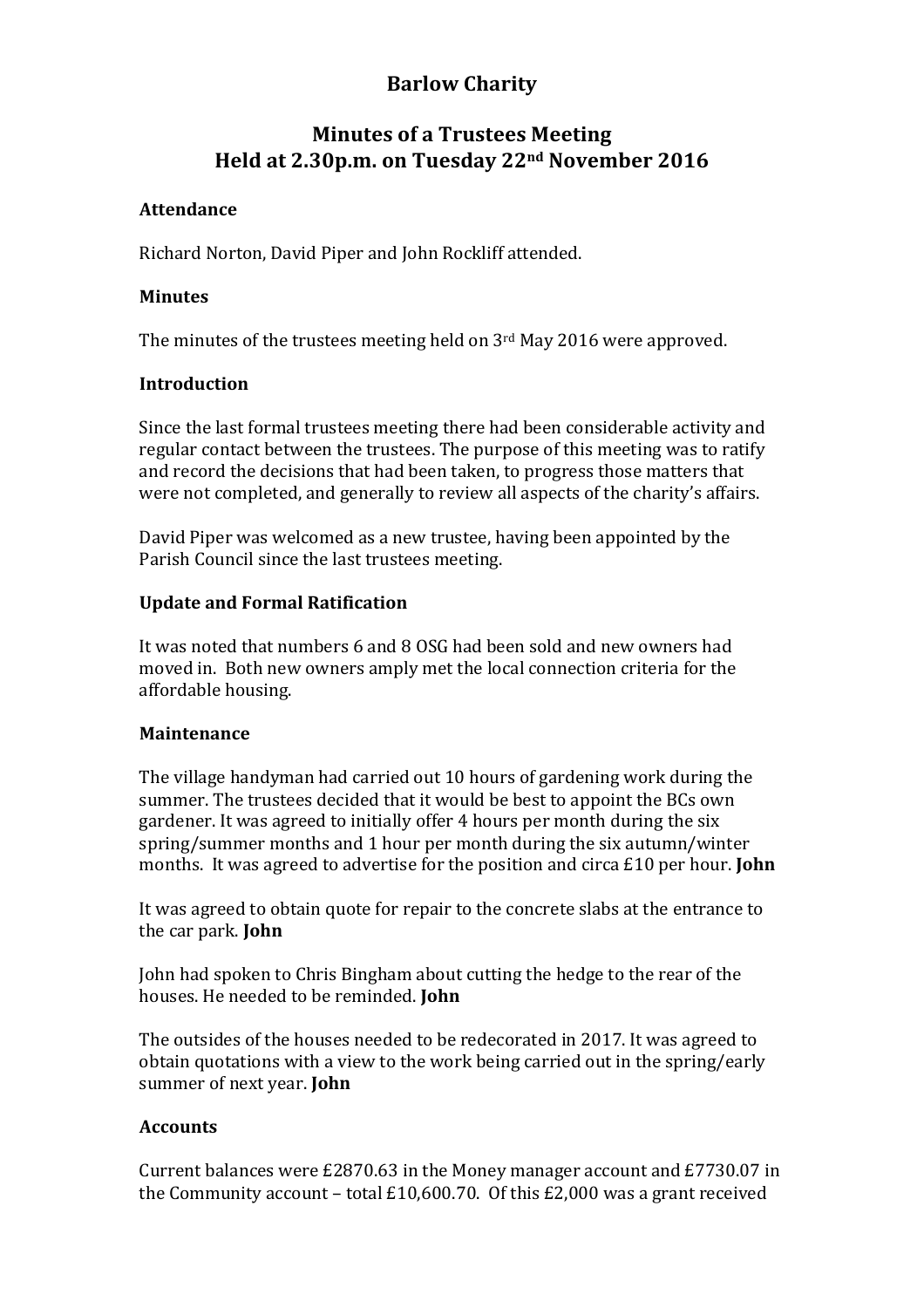# Barlow Charity

## Minutes of a Trustees Meeting
## Held at 2.30p.m. on Tuesday 22nd November 2016

### Attendance

Richard Norton, David Piper and John Rockliff attended.

### Minutes

The minutes of the trustees meeting held on 3rd May 2016 were approved.

### Introduction

Since the last formal trustees meeting there had been considerable activity and regular contact between the trustees. The purpose of this meeting was to ratify and record the decisions that had been taken, to progress those matters that were not completed, and generally to review all aspects of the charity's affairs.

David Piper was welcomed as a new trustee, having been appointed by the Parish Council since the last trustees meeting.

### Update and Formal Ratification

It was noted that numbers 6 and 8 OSG had been sold and new owners had moved in. Both new owners amply met the local connection criteria for the affordable housing.

### Maintenance

The village handyman had carried out 10 hours of gardening work during the summer. The trustees decided that it would be best to appoint the BCs own gardener. It was agreed to initially offer 4 hours per month during the six spring/summer months and 1 hour per month during the six autumn/winter months. It was agreed to advertise for the position and circa £10 per hour. **John**

It was agreed to obtain quote for repair to the concrete slabs at the entrance to the car park. **John**

John had spoken to Chris Bingham about cutting the hedge to the rear of the houses. He needed to be reminded. **John**

The outsides of the houses needed to be redecorated in 2017. It was agreed to obtain quotations with a view to the work being carried out in the spring/early summer of next year. **John**

### Accounts

Current balances were £2870.63 in the Money manager account and £7730.07 in the Community account – total £10,600.70. Of this £2,000 was a grant received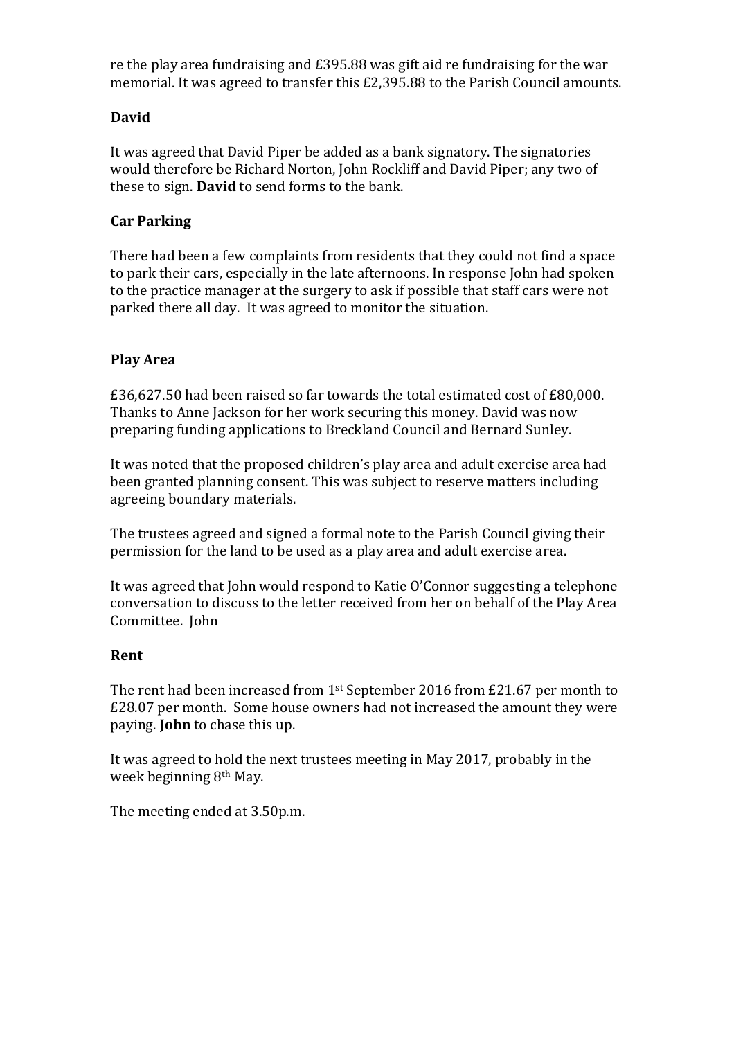re the play area fundraising and £395.88 was gift aid re fundraising for the war memorial. It was agreed to transfer this £2,395.88 to the Parish Council amounts.

**David**

It was agreed that David Piper be added as a bank signatory. The signatories would therefore be Richard Norton, John Rockliff and David Piper; any two of these to sign. **David** to send forms to the bank.

**Car Parking**

There had been a few complaints from residents that they could not find a space to park their cars, especially in the late afternoons. In response John had spoken to the practice manager at the surgery to ask if possible that staff cars were not parked there all day. It was agreed to monitor the situation.

**Play Area**

£36,627.50 had been raised so far towards the total estimated cost of £80,000. Thanks to Anne Jackson for her work securing this money. David was now preparing funding applications to Breckland Council and Bernard Sunley.

It was noted that the proposed children's play area and adult exercise area had been granted planning consent. This was subject to reserve matters including agreeing boundary materials.

The trustees agreed and signed a formal note to the Parish Council giving their permission for the land to be used as a play area and adult exercise area.

It was agreed that John would respond to Katie O'Connor suggesting a telephone conversation to discuss to the letter received from her on behalf of the Play Area Committee. John

**Rent**

The rent had been increased from 1st September 2016 from £21.67 per month to £28.07 per month. Some house owners had not increased the amount they were paying. **John** to chase this up.

It was agreed to hold the next trustees meeting in May 2017, probably in the week beginning 8th May.

The meeting ended at 3.50p.m.